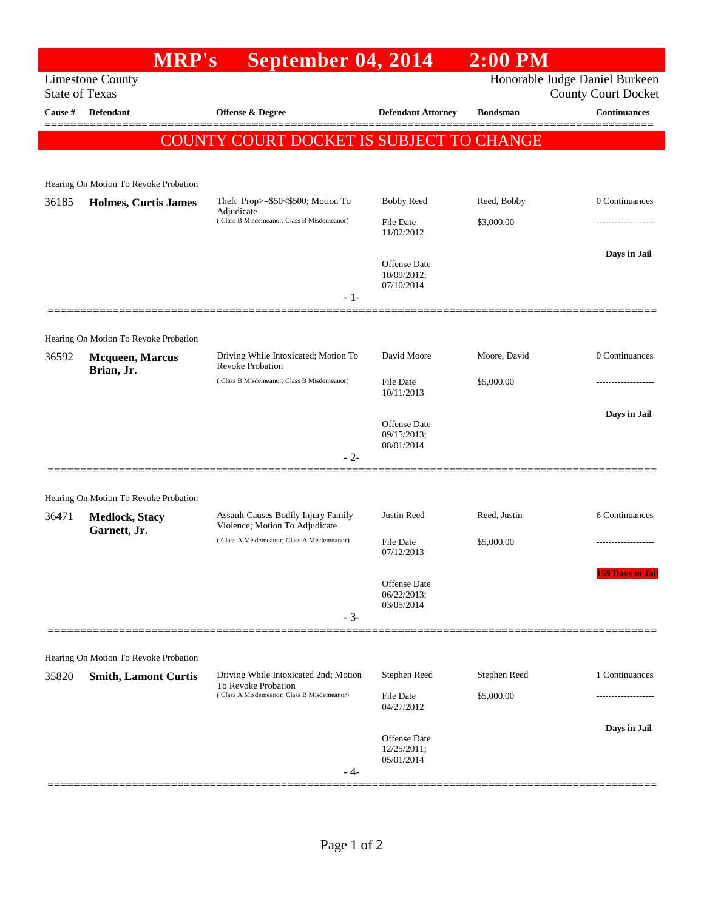# MRP's September 04, 2014 2:00 PM

Limestone County
State of Texas

Honorable Judge Daniel Burkeen
County Court Docket

| Cause # | Defendant | Offense & Degree | Defendant Attorney | Bondsman | Continuances |
|---|---|---|---|---|---|

**COUNTY COURT DOCKET IS SUBJECT TO CHANGE**

---

Hearing On Motion To Revoke Probation

| Cause # | Defendant | Offense & Degree | Defendant Attorney | Bondsman | Continuances |
|---|---|---|---|---|---|
| 36185 | **Holmes, Curtis James** | Theft Prop>=$50<$500; Motion To Adjudicate (Class B Misdemeanor; Class B Misdemeanor) | Bobby Reed<br>File Date 11/02/2012<br>Offense Date 10/09/2012; 07/10/2014 | Reed, Bobby<br>$3,000.00 | 0 Continuances<br>Days in Jail |

- 1-

---

Hearing On Motion To Revoke Probation

| Cause # | Defendant | Offense & Degree | Defendant Attorney | Bondsman | Continuances |
|---|---|---|---|---|---|
| 36592 | **Mcqueen, Marcus Brian, Jr.** | Driving While Intoxicated; Motion To Revoke Probation (Class B Misdemeanor; Class B Misdemeanor) | David Moore<br>File Date 10/11/2013<br>Offense Date 09/15/2013; 08/01/2014 | Moore, David<br>$5,000.00 | 0 Continuances<br>Days in Jail |

- 2-

---

Hearing On Motion To Revoke Probation

| Cause # | Defendant | Offense & Degree | Defendant Attorney | Bondsman | Continuances |
|---|---|---|---|---|---|
| 36471 | **Medlock, Stacy Garnett, Jr.** | Assault Causes Bodily Injury Family Violence; Motion To Adjudicate (Class A Misdemeanor; Class A Misdemeanor) | Justin Reed<br>File Date 07/12/2013<br>Offense Date 06/22/2013; 03/05/2014 | Reed, Justin<br>$5,000.00 | 6 Continuances<br>159 Days in Jail |

- 3-

---

Hearing On Motion To Revoke Probation

| Cause # | Defendant | Offense & Degree | Defendant Attorney | Bondsman | Continuances |
|---|---|---|---|---|---|
| 35820 | **Smith, Lamont Curtis** | Driving While Intoxicated 2nd; Motion To Revoke Probation (Class A Misdemeanor; Class B Misdemeanor) | Stephen Reed<br>File Date 04/27/2012<br>Offense Date 12/25/2011; 05/01/2014 | Stephen Reed<br>$5,000.00 | 1 Continuances<br>Days in Jail |

- 4-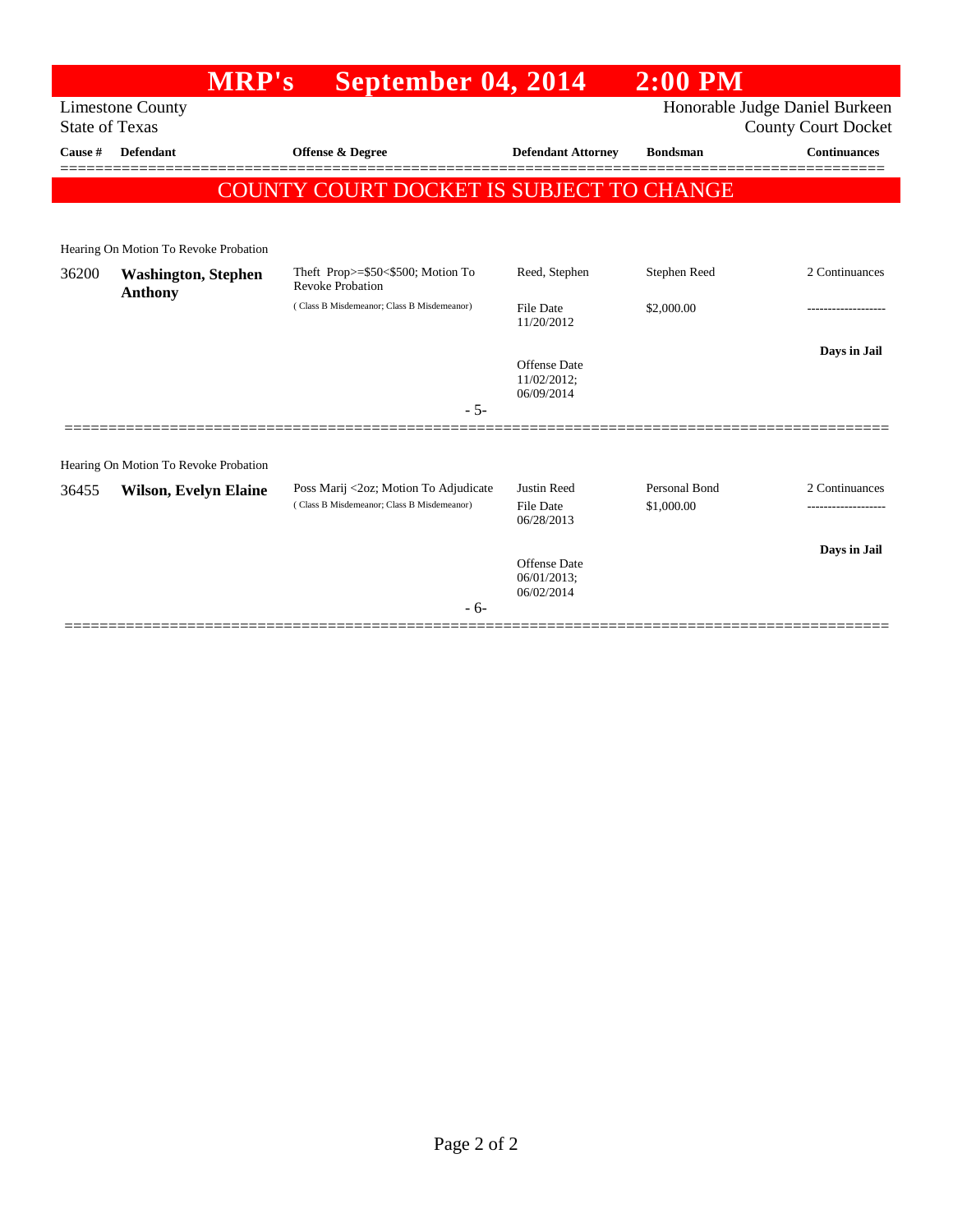# MRP's September 04, 2014 2:00 PM

Limestone County
State of Texas

Honorable Judge Daniel Burkeen
County Court Docket

| Cause # | Defendant | Offense & Degree | Defendant Attorney | Bondsman | Continuances |
|---|---|---|---|---|---|

## COUNTY COURT DOCKET IS SUBJECT TO CHANGE

Hearing On Motion To Revoke Probation

| Cause # | Defendant | Offense & Degree | Defendant Attorney | Bondsman | Continuances |
|---|---|---|---|---|---|
| 36200 | **Washington, Stephen Anthony** | Theft Prop>=$50<$500; Motion To Revoke Probation<br>( Class B Misdemeanor; Class B Misdemeanor) | Reed, Stephen<br>File Date 11/20/2012<br>Offense Date 11/02/2012; 06/09/2014 | Stephen Reed<br>$2,000.00 | 2 Continuances<br>-------------------<br>**Days in Jail** |

- 5-

Hearing On Motion To Revoke Probation

| Cause # | Defendant | Offense & Degree | Defendant Attorney | Bondsman | Continuances |
|---|---|---|---|---|---|
| 36455 | **Wilson, Evelyn Elaine** | Poss Marij <2oz; Motion To Adjudicate<br>( Class B Misdemeanor; Class B Misdemeanor) | Justin Reed<br>File Date 06/28/2013<br>Offense Date 06/01/2013; 06/02/2014 | Personal Bond<br>$1,000.00 | 2 Continuances<br>-------------------<br>**Days in Jail** |

- 6-